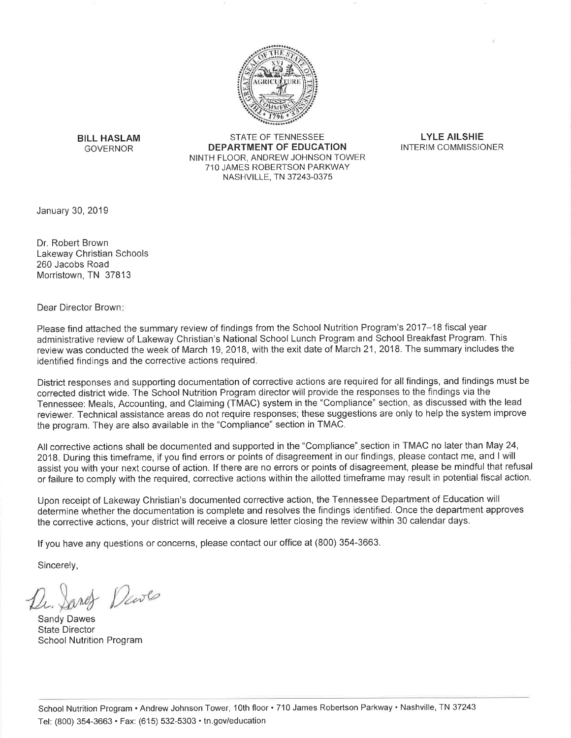**BILL HASLAM**
GOVERNOR

STATE OF TENNESSEE
**DEPARTMENT OF EDUCATION**
NINTH FLOOR, ANDREW JOHNSON TOWER
710 JAMES ROBERTSON PARKWAY
NASHVILLE, TN 37243-0375

**LYLE AILSHIE**
INTERIM COMMISSIONER

January 30, 2019

Dr. Robert Brown
Lakeway Christian Schools
260 Jacobs Road
Morristown, TN 37813

Dear Director Brown:

Please find attached the summary review of findings from the School Nutrition Program's 2017–18 fiscal year administrative review of Lakeway Christian's National School Lunch Program and School Breakfast Program. This review was conducted the week of March 19, 2018, with the exit date of March 21, 2018. The summary includes the identified findings and the corrective actions required.

District responses and supporting documentation of corrective actions are required for all findings, and findings must be corrected district wide. The School Nutrition Program director will provide the responses to the findings via the Tennessee: Meals, Accounting, and Claiming (TMAC) system in the "Compliance" section, as discussed with the lead reviewer. Technical assistance areas do not require responses; these suggestions are only to help the system improve the program. They are also available in the "Compliance" section in TMAC.

All corrective actions shall be documented and supported in the "Compliance" section in TMAC no later than May 24, 2018. During this timeframe, if you find errors or points of disagreement in our findings, please contact me, and I will assist you with your next course of action. If there are no errors or points of disagreement, please be mindful that refusal or failure to comply with the required, corrective actions within the allotted timeframe may result in potential fiscal action.

Upon receipt of Lakeway Christian's documented corrective action, the Tennessee Department of Education will determine whether the documentation is complete and resolves the findings identified. Once the department approves the corrective actions, your district will receive a closure letter closing the review within 30 calendar days.

If you have any questions or concerns, please contact our office at (800) 354-3663.

Sincerely,

Dr. Sandy Dawes

Sandy Dawes
State Director
School Nutrition Program

School Nutrition Program • Andrew Johnson Tower, 10th floor • 710 James Robertson Parkway • Nashville, TN 37243
Tel: (800) 354-3663 • Fax: (615) 532-5303 • tn.gov/education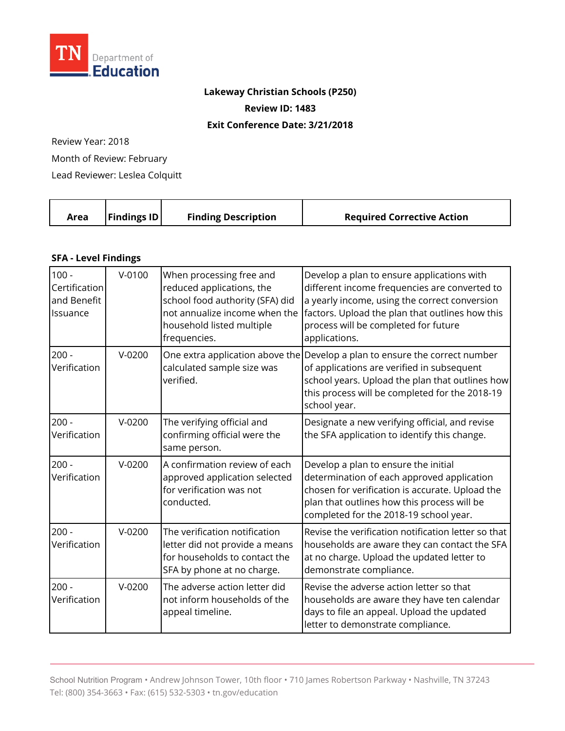**Lakeway Christian Schools (P250)**

**Review ID: 1483**

**Exit Conference Date: 3/21/2018**

Review Year: 2018

Month of Review: February

Lead Reviewer: Leslea Colquitt

| Area | Findings ID | Finding Description | Required Corrective Action |
|---|---|---|---|
| **SFA - Level Findings** | | | |
| 100 - Certification and Benefit Issuance | V-0100 | When processing free and reduced applications, the school food authority (SFA) did not annualize income when the household listed multiple frequencies. | Develop a plan to ensure applications with different income frequencies are converted to a yearly income, using the correct conversion factors. Upload the plan that outlines how this process will be completed for future applications. |
| 200 - Verification | V-0200 | One extra application above the calculated sample size was verified. | Develop a plan to ensure the correct number of applications are verified in subsequent school years. Upload the plan that outlines how this process will be completed for the 2018-19 school year. |
| 200 - Verification | V-0200 | The verifying official and confirming official were the same person. | Designate a new verifying official, and revise the SFA application to identify this change. |
| 200 - Verification | V-0200 | A confirmation review of each approved application selected for verification was not conducted. | Develop a plan to ensure the initial determination of each approved application chosen for verification is accurate. Upload the plan that outlines how this process will be completed for the 2018-19 school year. |
| 200 - Verification | V-0200 | The verification notification letter did not provide a means for households to contact the SFA by phone at no charge. | Revise the verification notification letter so that households are aware they can contact the SFA at no charge. Upload the updated letter to demonstrate compliance. |
| 200 - Verification | V-0200 | The adverse action letter did not inform households of the appeal timeline. | Revise the adverse action letter so that households are aware they have ten calendar days to file an appeal. Upload the updated letter to demonstrate compliance. |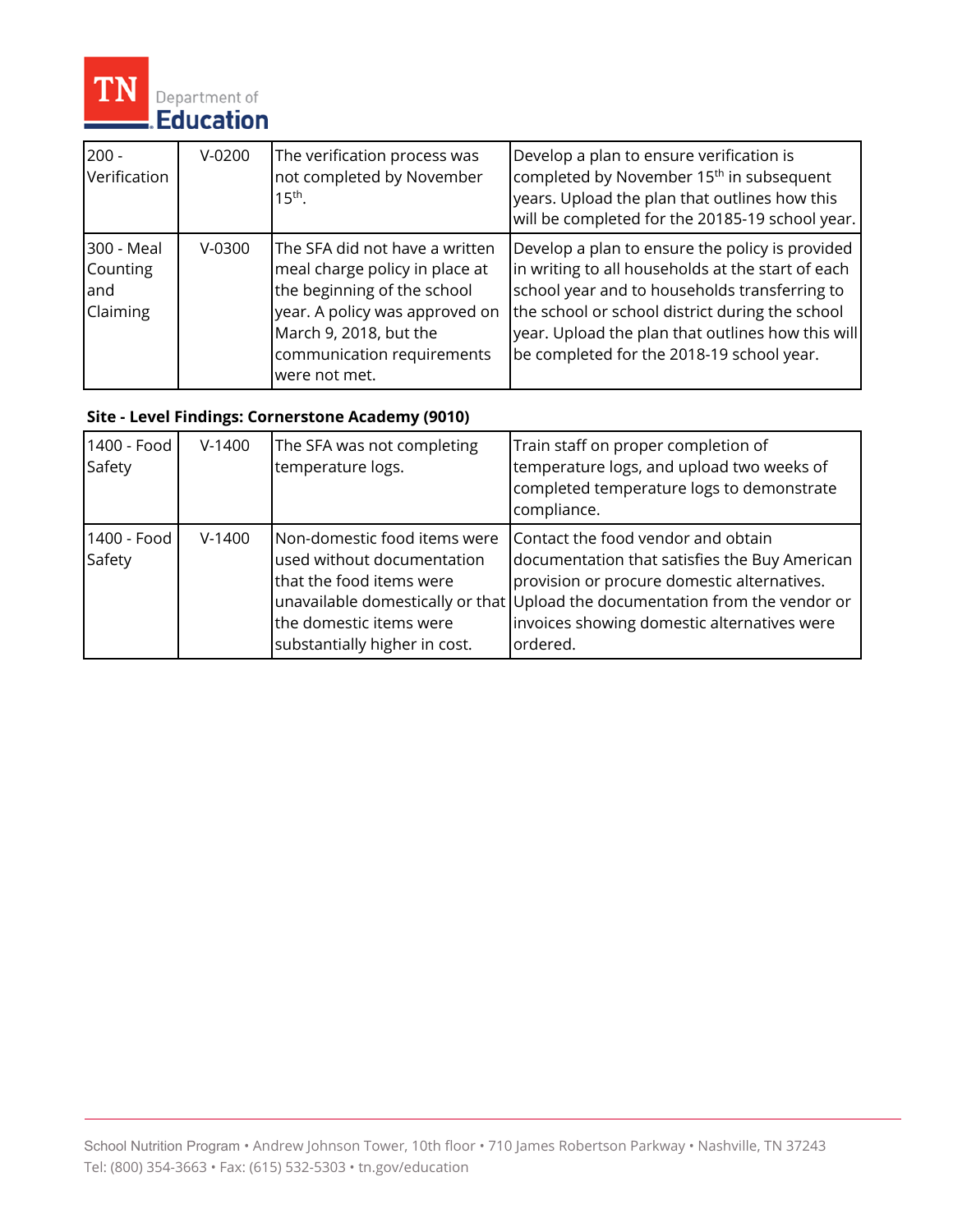| | | | |
|---|---|---|---|
| 200 - Verification | V-0200 | The verification process was not completed by November 15th. | Develop a plan to ensure verification is completed by November 15th in subsequent years. Upload the plan that outlines how this will be completed for the 20185-19 school year. |
| 300 - Meal Counting and Claiming | V-0300 | The SFA did not have a written meal charge policy in place at the beginning of the school year. A policy was approved on March 9, 2018, but the communication requirements were not met. | Develop a plan to ensure the policy is provided in writing to all households at the start of each school year and to households transferring to the school or school district during the school year. Upload the plan that outlines how this will be completed for the 2018-19 school year. |

**Site - Level Findings: Cornerstone Academy (9010)**

| | | | |
|---|---|---|---|
| 1400 - Food Safety | V-1400 | The SFA was not completing temperature logs. | Train staff on proper completion of temperature logs, and upload two weeks of completed temperature logs to demonstrate compliance. |
| 1400 - Food Safety | V-1400 | Non-domestic food items were used without documentation that the food items were unavailable domestically or that the domestic items were substantially higher in cost. | Contact the food vendor and obtain documentation that satisfies the Buy American provision or procure domestic alternatives. Upload the documentation from the vendor or invoices showing domestic alternatives were ordered. |